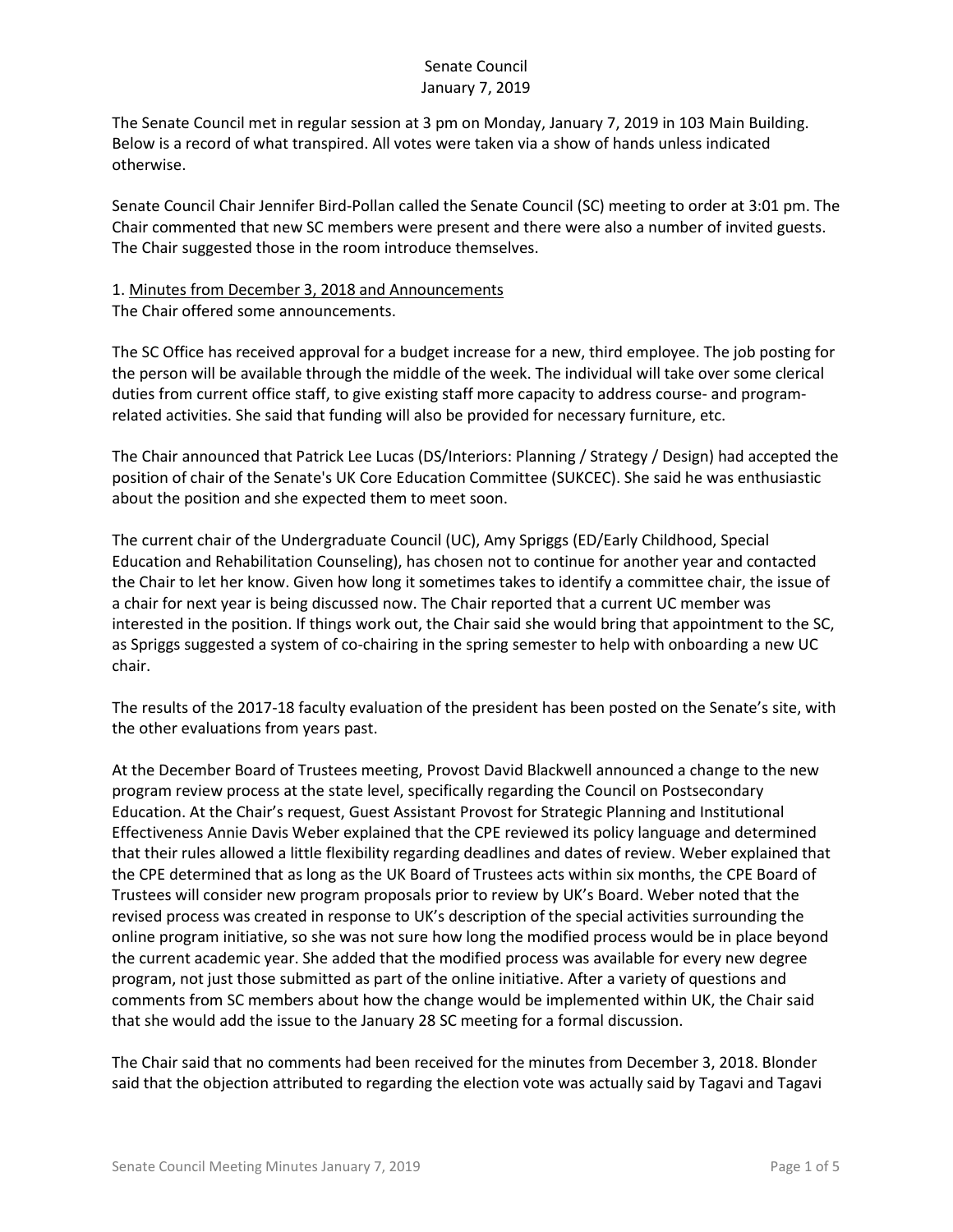# Senate Council
# January 7, 2019

The Senate Council met in regular session at 3 pm on Monday, January 7, 2019 in 103 Main Building. Below is a record of what transpired. All votes were taken via a show of hands unless indicated otherwise.

Senate Council Chair Jennifer Bird-Pollan called the Senate Council (SC) meeting to order at 3:01 pm. The Chair commented that new SC members were present and there were also a number of invited guests. The Chair suggested those in the room introduce themselves.

1. Minutes from December 3, 2018 and Announcements
The Chair offered some announcements.

The SC Office has received approval for a budget increase for a new, third employee. The job posting for the person will be available through the middle of the week. The individual will take over some clerical duties from current office staff, to give existing staff more capacity to address course- and program-related activities. She said that funding will also be provided for necessary furniture, etc.

The Chair announced that Patrick Lee Lucas (DS/Interiors: Planning / Strategy / Design) had accepted the position of chair of the Senate's UK Core Education Committee (SUKCEC). She said he was enthusiastic about the position and she expected them to meet soon.

The current chair of the Undergraduate Council (UC), Amy Spriggs (ED/Early Childhood, Special Education and Rehabilitation Counseling), has chosen not to continue for another year and contacted the Chair to let her know. Given how long it sometimes takes to identify a committee chair, the issue of a chair for next year is being discussed now. The Chair reported that a current UC member was interested in the position. If things work out, the Chair said she would bring that appointment to the SC, as Spriggs suggested a system of co-chairing in the spring semester to help with onboarding a new UC chair.

The results of the 2017-18 faculty evaluation of the president has been posted on the Senate's site, with the other evaluations from years past.

At the December Board of Trustees meeting, Provost David Blackwell announced a change to the new program review process at the state level, specifically regarding the Council on Postsecondary Education. At the Chair's request, Guest Assistant Provost for Strategic Planning and Institutional Effectiveness Annie Davis Weber explained that the CPE reviewed its policy language and determined that their rules allowed a little flexibility regarding deadlines and dates of review. Weber explained that the CPE determined that as long as the UK Board of Trustees acts within six months, the CPE Board of Trustees will consider new program proposals prior to review by UK's Board. Weber noted that the revised process was created in response to UK's description of the special activities surrounding the online program initiative, so she was not sure how long the modified process would be in place beyond the current academic year. She added that the modified process was available for every new degree program, not just those submitted as part of the online initiative. After a variety of questions and comments from SC members about how the change would be implemented within UK, the Chair said that she would add the issue to the January 28 SC meeting for a formal discussion.

The Chair said that no comments had been received for the minutes from December 3, 2018. Blonder said that the objection attributed to regarding the election vote was actually said by Tagavi and Tagavi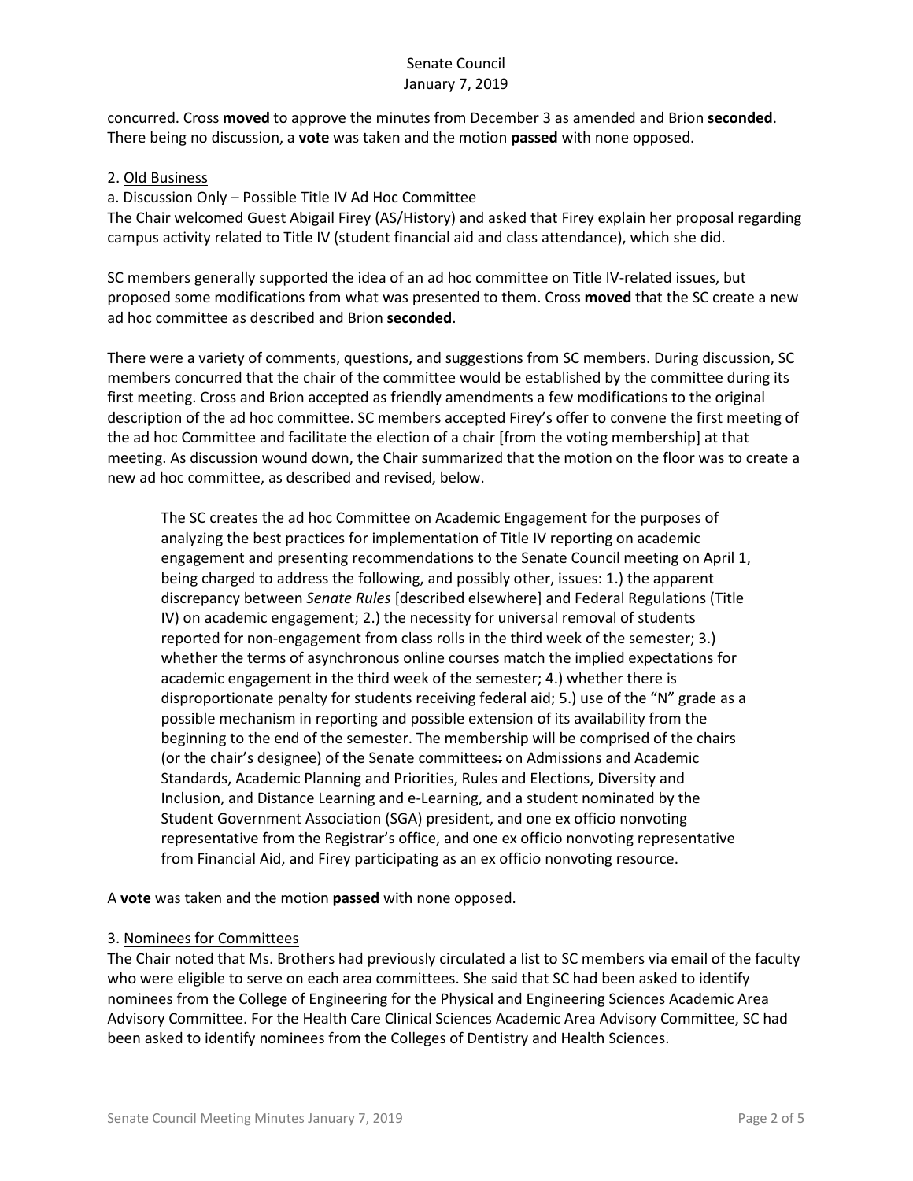concurred. Cross **moved** to approve the minutes from December 3 as amended and Brion **seconded**. There being no discussion, a **vote** was taken and the motion **passed** with none opposed.

2. Old Business

a. Discussion Only – Possible Title IV Ad Hoc Committee

The Chair welcomed Guest Abigail Firey (AS/History) and asked that Firey explain her proposal regarding campus activity related to Title IV (student financial aid and class attendance), which she did.

SC members generally supported the idea of an ad hoc committee on Title IV-related issues, but proposed some modifications from what was presented to them. Cross **moved** that the SC create a new ad hoc committee as described and Brion **seconded**.

There were a variety of comments, questions, and suggestions from SC members. During discussion, SC members concurred that the chair of the committee would be established by the committee during its first meeting. Cross and Brion accepted as friendly amendments a few modifications to the original description of the ad hoc committee. SC members accepted Firey's offer to convene the first meeting of the ad hoc Committee and facilitate the election of a chair [from the voting membership] at that meeting. As discussion wound down, the Chair summarized that the motion on the floor was to create a new ad hoc committee, as described and revised, below.

> The SC creates the ad hoc Committee on Academic Engagement for the purposes of analyzing the best practices for implementation of Title IV reporting on academic engagement and presenting recommendations to the Senate Council meeting on April 1, being charged to address the following, and possibly other, issues: 1.) the apparent discrepancy between *Senate Rules* [described elsewhere] and Federal Regulations (Title IV) on academic engagement; 2.) the necessity for universal removal of students reported for non-engagement from class rolls in the third week of the semester; 3.) whether the terms of asynchronous online courses match the implied expectations for academic engagement in the third week of the semester; 4.) whether there is disproportionate penalty for students receiving federal aid; 5.) use of the "N" grade as a possible mechanism in reporting and possible extension of its availability from the beginning to the end of the semester. The membership will be comprised of the chairs (or the chair's designee) of the Senate committees~~:~~ on Admissions and Academic Standards, Academic Planning and Priorities, Rules and Elections, Diversity and Inclusion, and Distance Learning and e-Learning, and a student nominated by the Student Government Association (SGA) president, and one ex officio nonvoting representative from the Registrar's office, and one ex officio nonvoting representative from Financial Aid, and Firey participating as an ex officio nonvoting resource.

A **vote** was taken and the motion **passed** with none opposed.

3. Nominees for Committees

The Chair noted that Ms. Brothers had previously circulated a list to SC members via email of the faculty who were eligible to serve on each area committees. She said that SC had been asked to identify nominees from the College of Engineering for the Physical and Engineering Sciences Academic Area Advisory Committee. For the Health Care Clinical Sciences Academic Area Advisory Committee, SC had been asked to identify nominees from the Colleges of Dentistry and Health Sciences.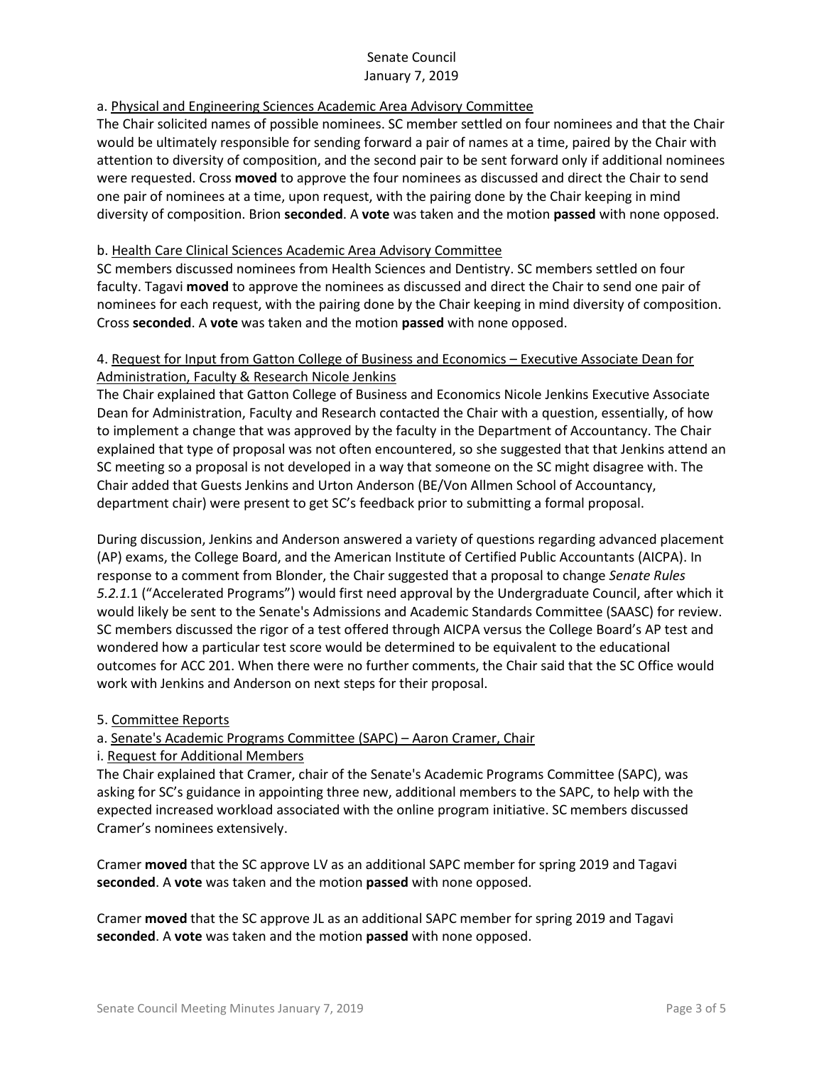a. Physical and Engineering Sciences Academic Area Advisory Committee

The Chair solicited names of possible nominees. SC member settled on four nominees and that the Chair would be ultimately responsible for sending forward a pair of names at a time, paired by the Chair with attention to diversity of composition, and the second pair to be sent forward only if additional nominees were requested. Cross **moved** to approve the four nominees as discussed and direct the Chair to send one pair of nominees at a time, upon request, with the pairing done by the Chair keeping in mind diversity of composition. Brion **seconded**. A **vote** was taken and the motion **passed** with none opposed.

b. Health Care Clinical Sciences Academic Area Advisory Committee

SC members discussed nominees from Health Sciences and Dentistry. SC members settled on four faculty. Tagavi **moved** to approve the nominees as discussed and direct the Chair to send one pair of nominees for each request, with the pairing done by the Chair keeping in mind diversity of composition. Cross **seconded**. A **vote** was taken and the motion **passed** with none opposed.

4. Request for Input from Gatton College of Business and Economics – Executive Associate Dean for Administration, Faculty & Research Nicole Jenkins

The Chair explained that Gatton College of Business and Economics Nicole Jenkins Executive Associate Dean for Administration, Faculty and Research contacted the Chair with a question, essentially, of how to implement a change that was approved by the faculty in the Department of Accountancy. The Chair explained that type of proposal was not often encountered, so she suggested that that Jenkins attend an SC meeting so a proposal is not developed in a way that someone on the SC might disagree with. The Chair added that Guests Jenkins and Urton Anderson (BE/Von Allmen School of Accountancy, department chair) were present to get SC's feedback prior to submitting a formal proposal.

During discussion, Jenkins and Anderson answered a variety of questions regarding advanced placement (AP) exams, the College Board, and the American Institute of Certified Public Accountants (AICPA). In response to a comment from Blonder, the Chair suggested that a proposal to change *Senate Rules 5.2.1*.1 ("Accelerated Programs") would first need approval by the Undergraduate Council, after which it would likely be sent to the Senate's Admissions and Academic Standards Committee (SAASC) for review. SC members discussed the rigor of a test offered through AICPA versus the College Board's AP test and wondered how a particular test score would be determined to be equivalent to the educational outcomes for ACC 201. When there were no further comments, the Chair said that the SC Office would work with Jenkins and Anderson on next steps for their proposal.

5. Committee Reports

a. Senate's Academic Programs Committee (SAPC) – Aaron Cramer, Chair

i. Request for Additional Members

The Chair explained that Cramer, chair of the Senate's Academic Programs Committee (SAPC), was asking for SC's guidance in appointing three new, additional members to the SAPC, to help with the expected increased workload associated with the online program initiative. SC members discussed Cramer's nominees extensively.

Cramer **moved** that the SC approve LV as an additional SAPC member for spring 2019 and Tagavi **seconded**. A **vote** was taken and the motion **passed** with none opposed.

Cramer **moved** that the SC approve JL as an additional SAPC member for spring 2019 and Tagavi **seconded**. A **vote** was taken and the motion **passed** with none opposed.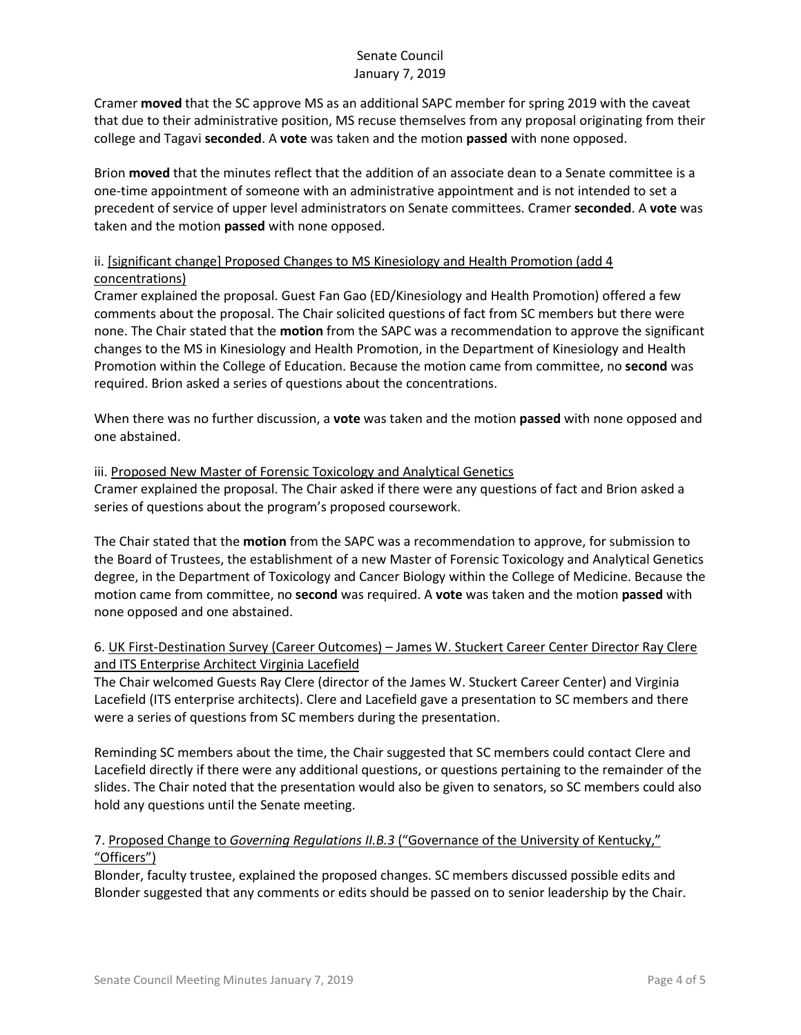Cramer **moved** that the SC approve MS as an additional SAPC member for spring 2019 with the caveat that due to their administrative position, MS recuse themselves from any proposal originating from their college and Tagavi **seconded**. A **vote** was taken and the motion **passed** with none opposed.

Brion **moved** that the minutes reflect that the addition of an associate dean to a Senate committee is a one-time appointment of someone with an administrative appointment and is not intended to set a precedent of service of upper level administrators on Senate committees. Cramer **seconded**. A **vote** was taken and the motion **passed** with none opposed.

ii. [significant change] Proposed Changes to MS Kinesiology and Health Promotion (add 4 concentrations)

Cramer explained the proposal. Guest Fan Gao (ED/Kinesiology and Health Promotion) offered a few comments about the proposal. The Chair solicited questions of fact from SC members but there were none. The Chair stated that the **motion** from the SAPC was a recommendation to approve the significant changes to the MS in Kinesiology and Health Promotion, in the Department of Kinesiology and Health Promotion within the College of Education. Because the motion came from committee, no **second** was required. Brion asked a series of questions about the concentrations.

When there was no further discussion, a **vote** was taken and the motion **passed** with none opposed and one abstained.

iii. Proposed New Master of Forensic Toxicology and Analytical Genetics

Cramer explained the proposal. The Chair asked if there were any questions of fact and Brion asked a series of questions about the program's proposed coursework.

The Chair stated that the **motion** from the SAPC was a recommendation to approve, for submission to the Board of Trustees, the establishment of a new Master of Forensic Toxicology and Analytical Genetics degree, in the Department of Toxicology and Cancer Biology within the College of Medicine. Because the motion came from committee, no **second** was required. A **vote** was taken and the motion **passed** with none opposed and one abstained.

6. UK First-Destination Survey (Career Outcomes) – James W. Stuckert Career Center Director Ray Clere and ITS Enterprise Architect Virginia Lacefield

The Chair welcomed Guests Ray Clere (director of the James W. Stuckert Career Center) and Virginia Lacefield (ITS enterprise architects). Clere and Lacefield gave a presentation to SC members and there were a series of questions from SC members during the presentation.

Reminding SC members about the time, the Chair suggested that SC members could contact Clere and Lacefield directly if there were any additional questions, or questions pertaining to the remainder of the slides. The Chair noted that the presentation would also be given to senators, so SC members could also hold any questions until the Senate meeting.

7. Proposed Change to *Governing Regulations II.B.3* ("Governance of the University of Kentucky," "Officers")

Blonder, faculty trustee, explained the proposed changes. SC members discussed possible edits and Blonder suggested that any comments or edits should be passed on to senior leadership by the Chair.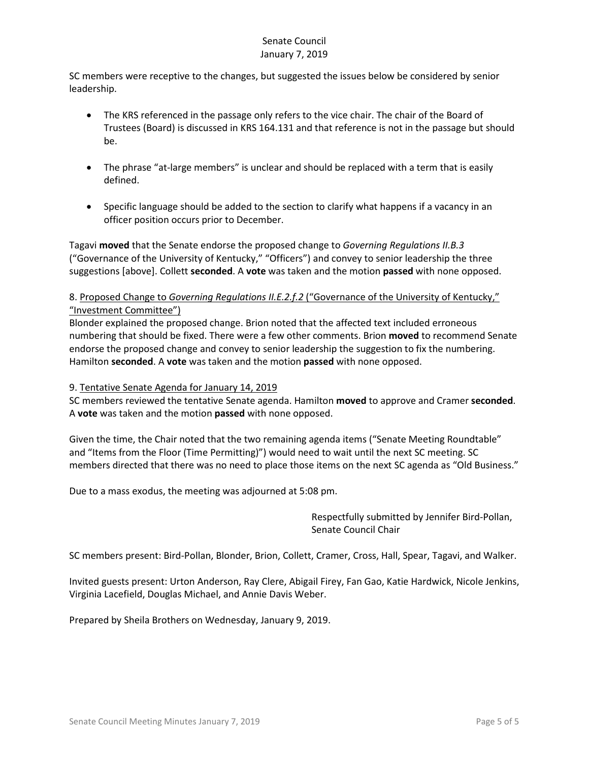SC members were receptive to the changes, but suggested the issues below be considered by senior leadership.

- The KRS referenced in the passage only refers to the vice chair. The chair of the Board of Trustees (Board) is discussed in KRS 164.131 and that reference is not in the passage but should be.

- The phrase "at-large members" is unclear and should be replaced with a term that is easily defined.

- Specific language should be added to the section to clarify what happens if a vacancy in an officer position occurs prior to December.

Tagavi **moved** that the Senate endorse the proposed change to *Governing Regulations II.B.3* ("Governance of the University of Kentucky," "Officers") and convey to senior leadership the three suggestions [above]. Collett **seconded**. A **vote** was taken and the motion **passed** with none opposed.

8. Proposed Change to *Governing Regulations II.E.2.f.2* ("Governance of the University of Kentucky," "Investment Committee")
Blonder explained the proposed change. Brion noted that the affected text included erroneous numbering that should be fixed. There were a few other comments. Brion **moved** to recommend Senate endorse the proposed change and convey to senior leadership the suggestion to fix the numbering. Hamilton **seconded**. A **vote** was taken and the motion **passed** with none opposed.

9. Tentative Senate Agenda for January 14, 2019
SC members reviewed the tentative Senate agenda. Hamilton **moved** to approve and Cramer **seconded**. A **vote** was taken and the motion **passed** with none opposed.

Given the time, the Chair noted that the two remaining agenda items ("Senate Meeting Roundtable" and "Items from the Floor (Time Permitting)") would need to wait until the next SC meeting. SC members directed that there was no need to place those items on the next SC agenda as "Old Business."

Due to a mass exodus, the meeting was adjourned at 5:08 pm.

Respectfully submitted by Jennifer Bird-Pollan,
Senate Council Chair

SC members present: Bird-Pollan, Blonder, Brion, Collett, Cramer, Cross, Hall, Spear, Tagavi, and Walker.

Invited guests present: Urton Anderson, Ray Clere, Abigail Firey, Fan Gao, Katie Hardwick, Nicole Jenkins, Virginia Lacefield, Douglas Michael, and Annie Davis Weber.

Prepared by Sheila Brothers on Wednesday, January 9, 2019.